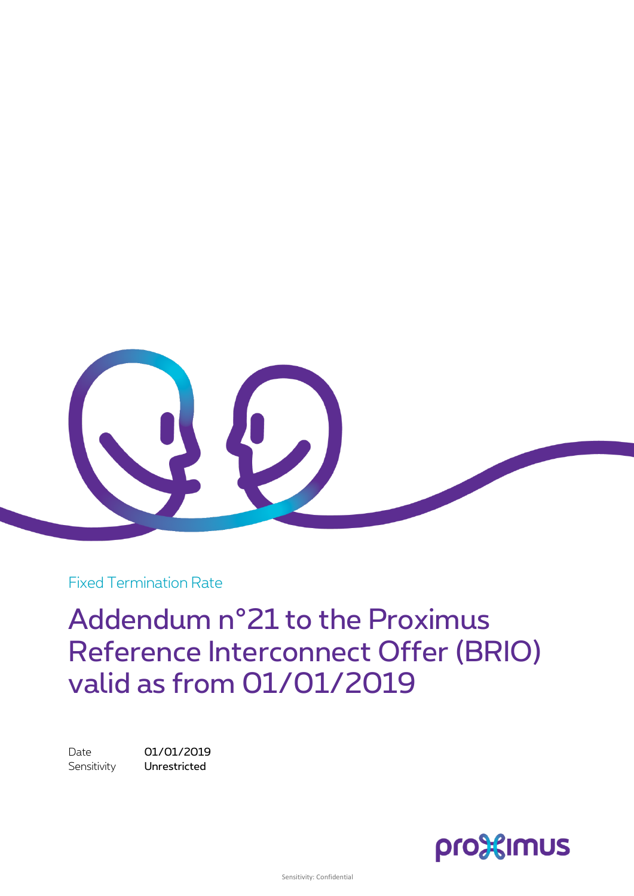Fixed Termination Rate

# Addendum n°21 to the Proximus Reference Interconnect Offer (BRIO) valid as from 01/01/2019

| | |
|---|---|
| Date | 01/01/2019 |
| Sensitivity | Unrestricted |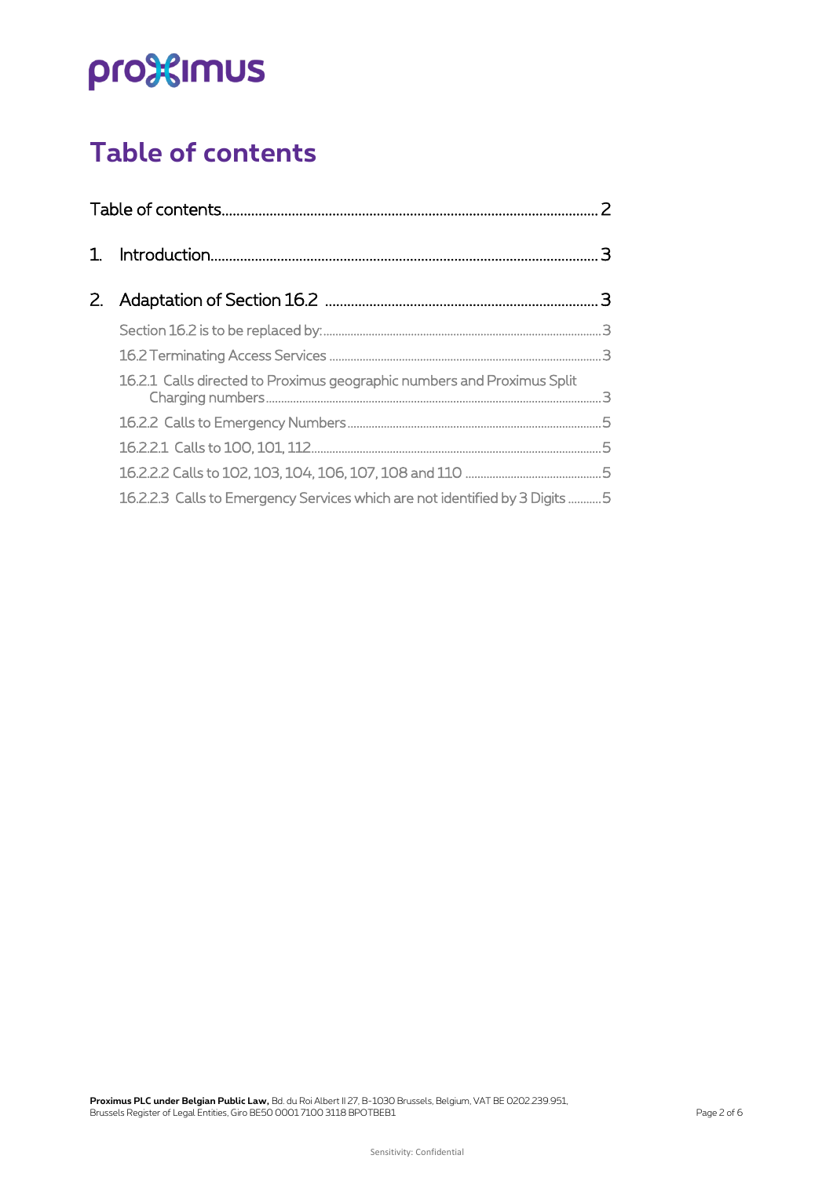# Table of contents

Table of contents........................................................................................................ 2

1. Introduction........................................................................................................ 3

2. Adaptation of Section 16.2 ........................................................................... 3

   Section 16.2 is to be replaced by:........................................................................................... 3

   16.2 Terminating Access Services ......................................................................................... 3

   16.2.1 Calls directed to Proximus geographic numbers and Proximus Split Charging numbers............................................................................................................. 3

   16.2.2 Calls to Emergency Numbers.................................................................................. 5

   16.2.2.1 Calls to 100, 101, 112.............................................................................................. 5

   16.2.2.2 Calls to 102, 103, 104, 106, 107, 108 and 110 ............................................ 5

   16.2.2.3 Calls to Emergency Services which are not identified by 3 Digits ........... 5

**Proximus PLC under Belgian Public Law,** Bd. du Roi Albert II 27, B-1030 Brussels, Belgium, VAT BE 0202.239.951, Brussels Register of Legal Entities, Giro BE50 0001 7100 3118 BPOTBEB1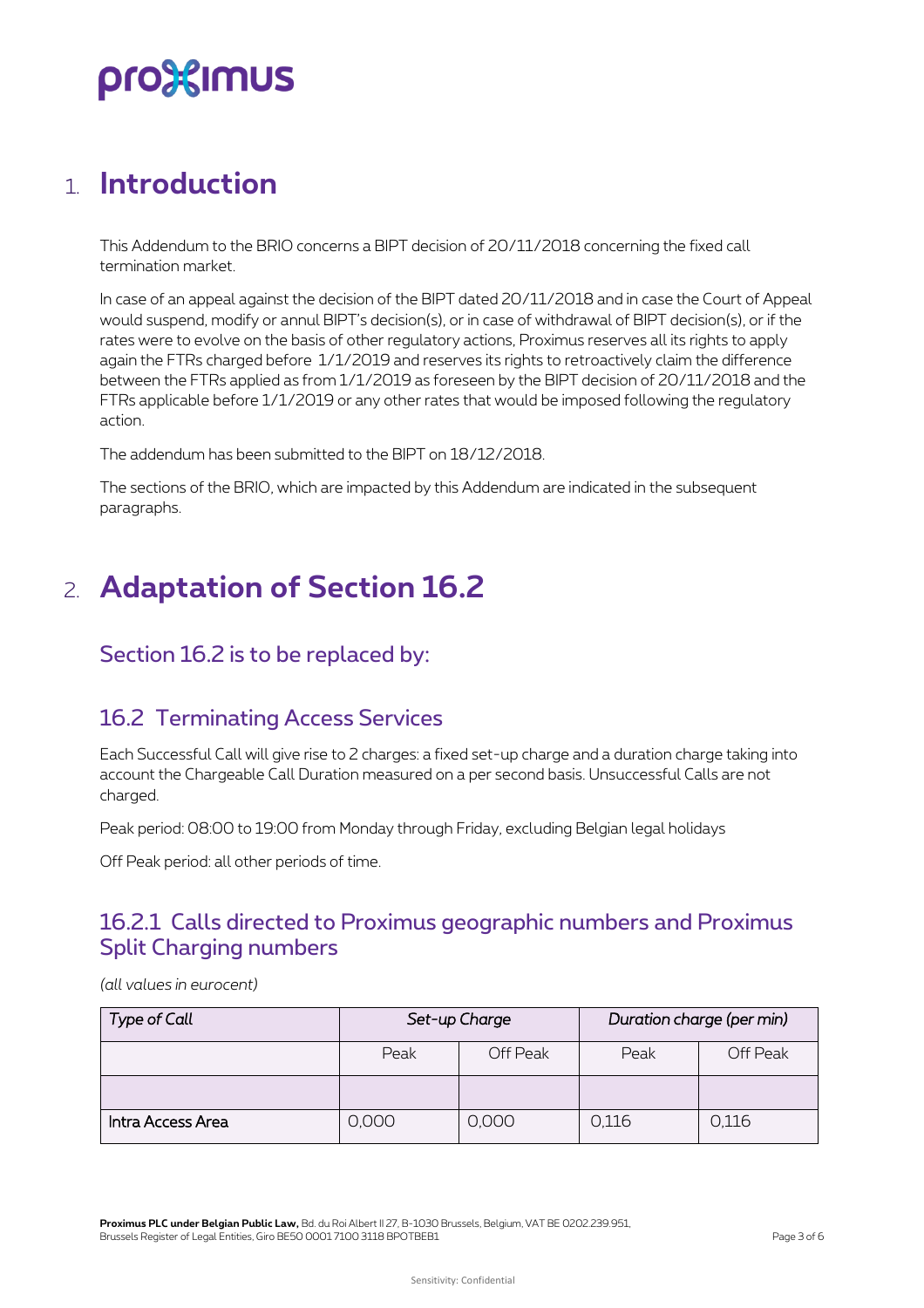# 1. Introduction

This Addendum to the BRIO concerns a BIPT decision of 20/11/2018 concerning the fixed call termination market.

In case of an appeal against the decision of the BIPT dated 20/11/2018 and in case the Court of Appeal would suspend, modify or annul BIPT's decision(s), or in case of withdrawal of BIPT decision(s), or if the rates were to evolve on the basis of other regulatory actions, Proximus reserves all its rights to apply again the FTRs charged before 1/1/2019 and reserves its rights to retroactively claim the difference between the FTRs applied as from 1/1/2019 as foreseen by the BIPT decision of 20/11/2018 and the FTRs applicable before 1/1/2019 or any other rates that would be imposed following the regulatory action.

The addendum has been submitted to the BIPT on 18/12/2018.

The sections of the BRIO, which are impacted by this Addendum are indicated in the subsequent paragraphs.

# 2. Adaptation of Section 16.2

## Section 16.2 is to be replaced by:

## 16.2 Terminating Access Services

Each Successful Call will give rise to 2 charges: a fixed set-up charge and a duration charge taking into account the Chargeable Call Duration measured on a per second basis. Unsuccessful Calls are not charged.

Peak period: 08:00 to 19:00 from Monday through Friday, excluding Belgian legal holidays

Off Peak period: all other periods of time.

### 16.2.1 Calls directed to Proximus geographic numbers and Proximus Split Charging numbers

*(all values in eurocent)*

| *Type of Call* | *Set-up Charge* | | *Duration charge (per min)* | |
|---|---|---|---|---|
| | Peak | Off Peak | Peak | Off Peak |
| | | | | |
| Intra Access Area | 0,000 | 0,000 | 0,116 | 0,116 |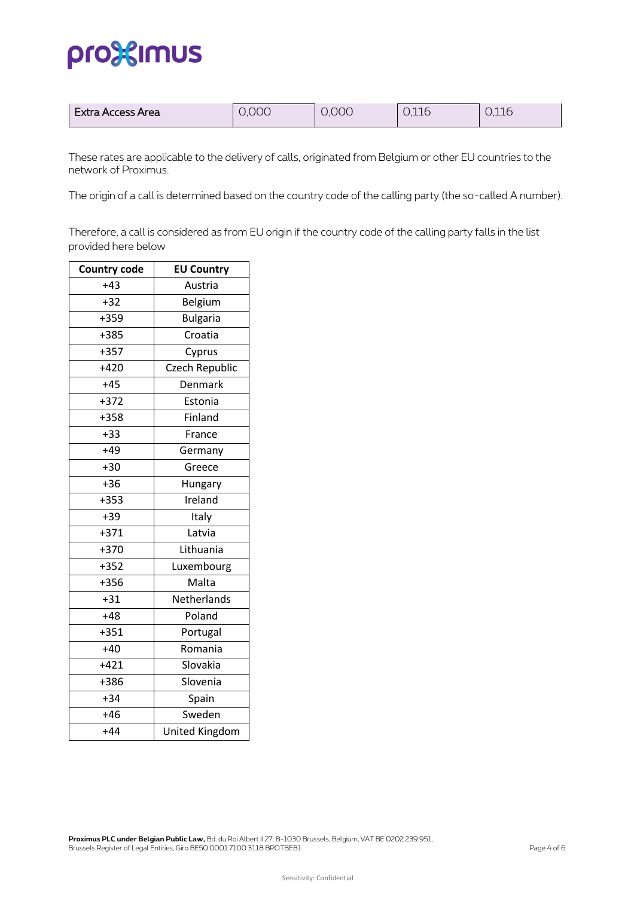| Extra Access Area | 0,000 | 0,000 | 0,116 | 0,116 |
|---|---|---|---|---|

These rates are applicable to the delivery of calls, originated from Belgium or other EU countries to the network of Proximus.

The origin of a call is determined based on the country code of the calling party (the so-called A number).

Therefore, a call is considered as from EU origin if the country code of the calling party falls in the list provided here below

| Country code | EU Country |
|---|---|
| +43 | Austria |
| +32 | Belgium |
| +359 | Bulgaria |
| +385 | Croatia |
| +357 | Cyprus |
| +420 | Czech Republic |
| +45 | Denmark |
| +372 | Estonia |
| +358 | Finland |
| +33 | France |
| +49 | Germany |
| +30 | Greece |
| +36 | Hungary |
| +353 | Ireland |
| +39 | Italy |
| +371 | Latvia |
| +370 | Lithuania |
| +352 | Luxembourg |
| +356 | Malta |
| +31 | Netherlands |
| +48 | Poland |
| +351 | Portugal |
| +40 | Romania |
| +421 | Slovakia |
| +386 | Slovenia |
| +34 | Spain |
| +46 | Sweden |
| +44 | United Kingdom |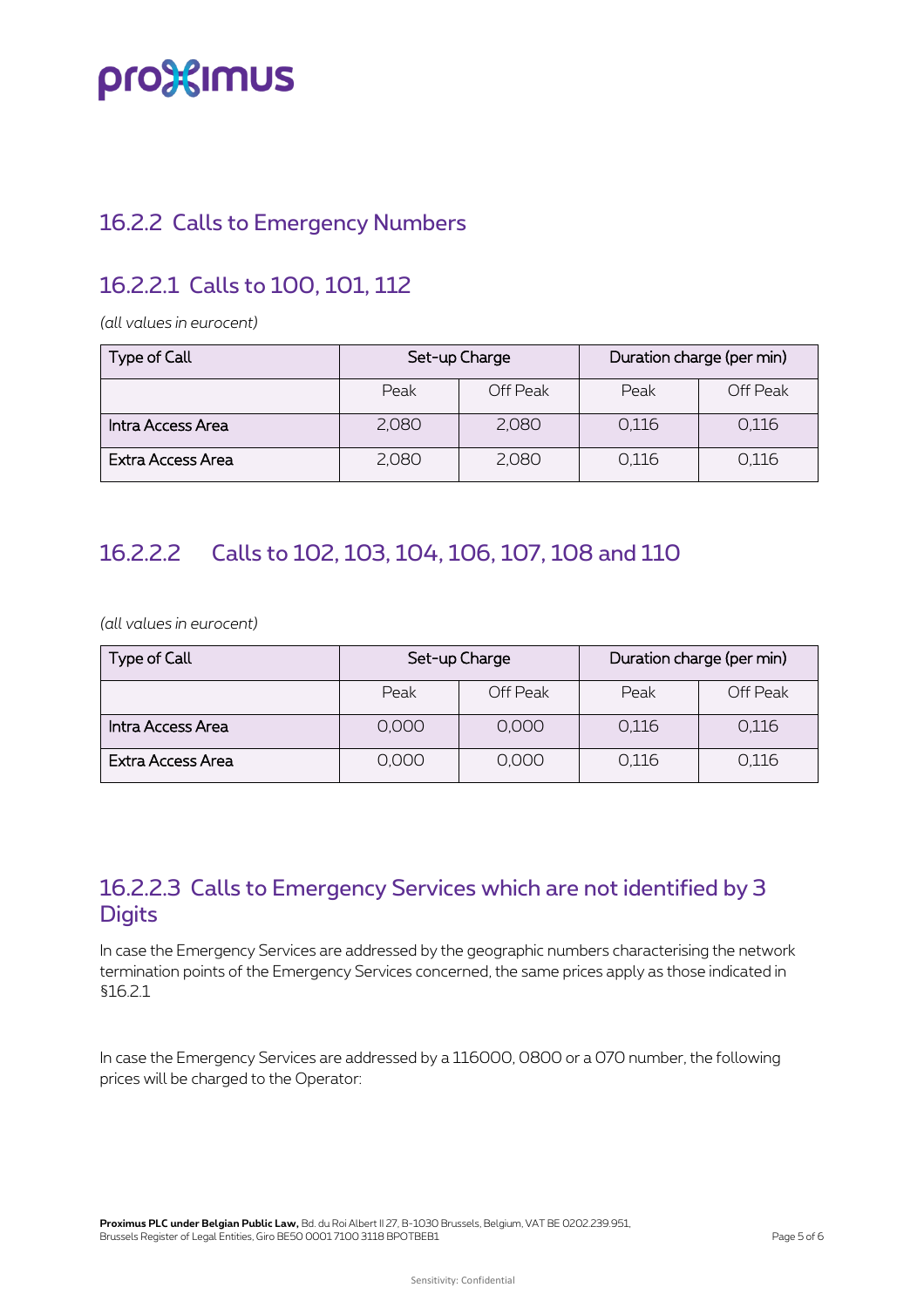## 16.2.2 Calls to Emergency Numbers

### 16.2.2.1 Calls to 100, 101, 112

*(all values in eurocent)*

| Type of Call | Set-up Charge | | Duration charge (per min) | |
|---|---|---|---|---|
| | Peak | Off Peak | Peak | Off Peak |
| Intra Access Area | 2,080 | 2,080 | 0,116 | 0,116 |
| Extra Access Area | 2,080 | 2,080 | 0,116 | 0,116 |

### 16.2.2.2 Calls to 102, 103, 104, 106, 107, 108 and 110

*(all values in eurocent)*

| Type of Call | Set-up Charge | | Duration charge (per min) | |
|---|---|---|---|---|
| | Peak | Off Peak | Peak | Off Peak |
| Intra Access Area | 0,000 | 0,000 | 0,116 | 0,116 |
| Extra Access Area | 0,000 | 0,000 | 0,116 | 0,116 |

### 16.2.2.3 Calls to Emergency Services which are not identified by 3 Digits

In case the Emergency Services are addressed by the geographic numbers characterising the network termination points of the Emergency Services concerned, the same prices apply as those indicated in §16.2.1

In case the Emergency Services are addressed by a 116000, 0800 or a 070 number, the following prices will be charged to the Operator: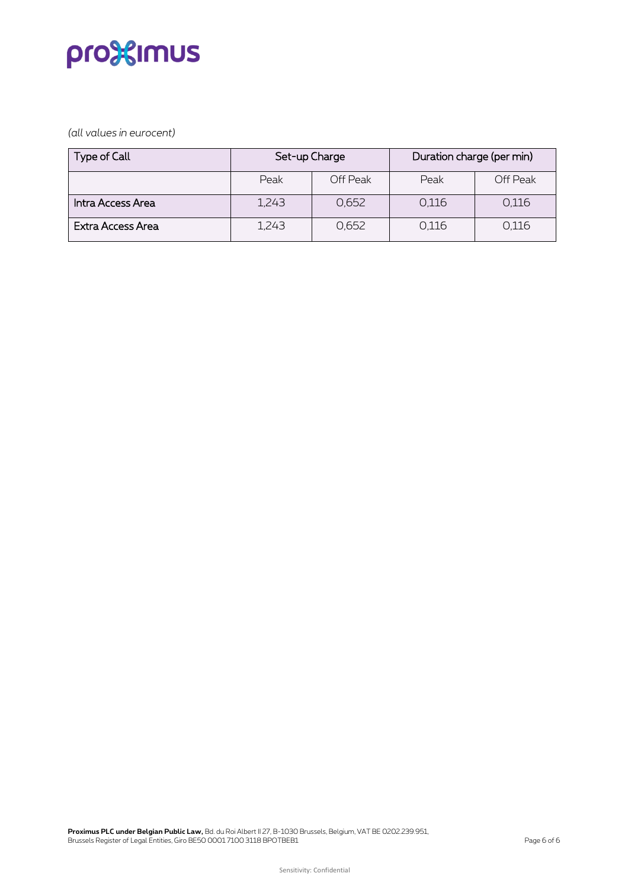*(all values in eurocent)*

| Type of Call | Set-up Charge | | Duration charge (per min) | |
| --- | --- | --- | --- | --- |
| | Peak | Off Peak | Peak | Off Peak |
| Intra Access Area | 1,243 | 0,652 | 0,116 | 0,116 |
| Extra Access Area | 1,243 | 0,652 | 0,116 | 0,116 |